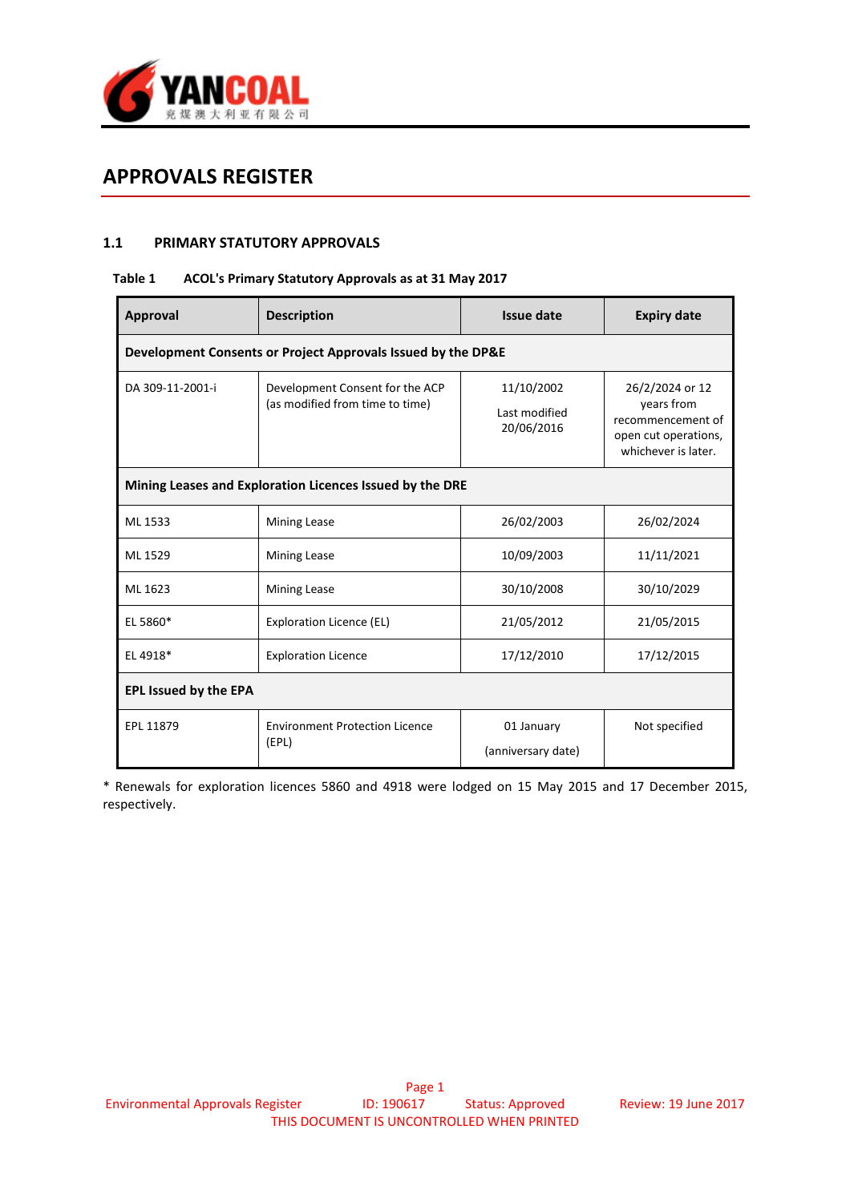# APPROVALS REGISTER

## 1.1 PRIMARY STATUTORY APPROVALS

**Table 1 ACOL's Primary Statutory Approvals as at 31 May 2017**

| Approval | Description | Issue date | Expiry date |
|---|---|---|---|
| **Development Consents or Project Approvals Issued by the DP&E** | | | |
| DA 309-11-2001-i | Development Consent for the ACP (as modified from time to time) | 11/10/2002<br>Last modified 20/06/2016 | 26/2/2024 or 12 years from recommencement of open cut operations, whichever is later. |
| **Mining Leases and Exploration Licences Issued by the DRE** | | | |
| ML 1533 | Mining Lease | 26/02/2003 | 26/02/2024 |
| ML 1529 | Mining Lease | 10/09/2003 | 11/11/2021 |
| ML 1623 | Mining Lease | 30/10/2008 | 30/10/2029 |
| EL 5860* | Exploration Licence (EL) | 21/05/2012 | 21/05/2015 |
| EL 4918* | Exploration Licence | 17/12/2010 | 17/12/2015 |
| **EPL Issued by the EPA** | | | |
| EPL 11879 | Environment Protection Licence (EPL) | 01 January<br>(anniversary date) | Not specified |

* Renewals for exploration licences 5860 and 4918 were lodged on 15 May 2015 and 17 December 2015, respectively.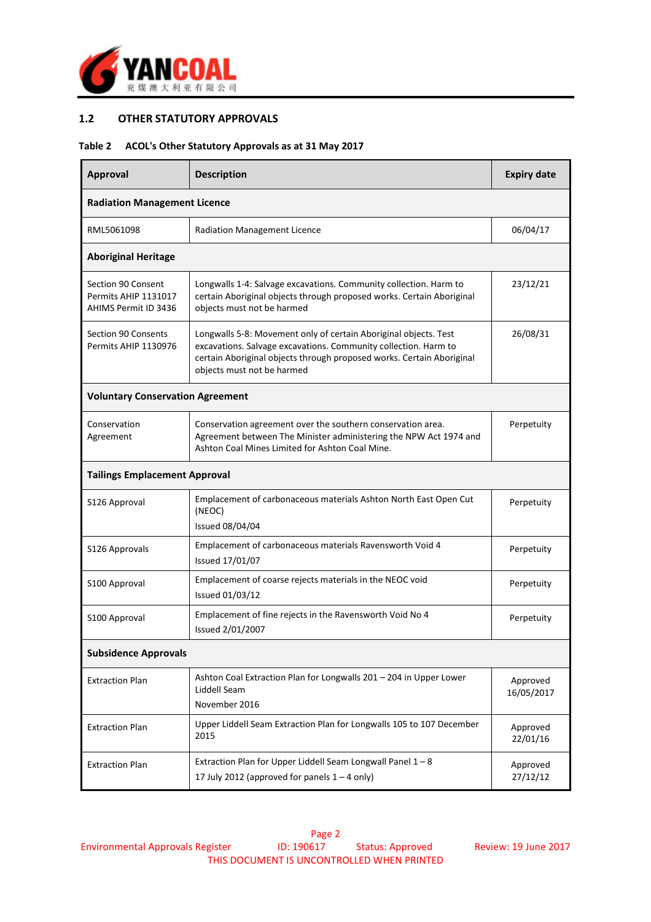## 1.2 OTHER STATUTORY APPROVALS

**Table 2 ACOL's Other Statutory Approvals as at 31 May 2017**

| Approval | Description | Expiry date |
|---|---|---|
| **Radiation Management Licence** | | |
| RML5061098 | Radiation Management Licence | 06/04/17 |
| **Aboriginal Heritage** | | |
| Section 90 Consent Permits AHIP 1131017 AHIMS Permit ID 3436 | Longwalls 1-4: Salvage excavations. Community collection. Harm to certain Aboriginal objects through proposed works. Certain Aboriginal objects must not be harmed | 23/12/21 |
| Section 90 Consents Permits AHIP 1130976 | Longwalls 5-8: Movement only of certain Aboriginal objects. Test excavations. Salvage excavations. Community collection. Harm to certain Aboriginal objects through proposed works. Certain Aboriginal objects must not be harmed | 26/08/31 |
| **Voluntary Conservation Agreement** | | |
| Conservation Agreement | Conservation agreement over the southern conservation area. Agreement between The Minister administering the NPW Act 1974 and Ashton Coal Mines Limited for Ashton Coal Mine. | Perpetuity |
| **Tailings Emplacement Approval** | | |
| S126 Approval | Emplacement of carbonaceous materials Ashton North East Open Cut (NEOC)<br>Issued 08/04/04 | Perpetuity |
| S126 Approvals | Emplacement of carbonaceous materials Ravensworth Void 4<br>Issued 17/01/07 | Perpetuity |
| S100 Approval | Emplacement of coarse rejects materials in the NEOC void<br>Issued 01/03/12 | Perpetuity |
| S100 Approval | Emplacement of fine rejects in the Ravensworth Void No 4<br>Issued 2/01/2007 | Perpetuity |
| **Subsidence Approvals** | | |
| Extraction Plan | Ashton Coal Extraction Plan for Longwalls 201 – 204 in Upper Lower Liddell Seam<br>November 2016 | Approved 16/05/2017 |
| Extraction Plan | Upper Liddell Seam Extraction Plan for Longwalls 105 to 107 December 2015 | Approved 22/01/16 |
| Extraction Plan | Extraction Plan for Upper Liddell Seam Longwall Panel 1 – 8<br>17 July 2012 (approved for panels 1 – 4 only) | Approved 27/12/12 |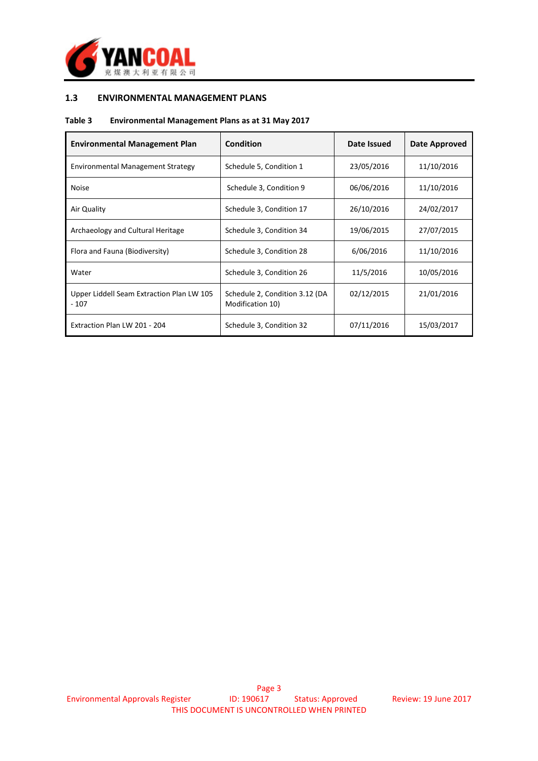## 1.3 ENVIRONMENTAL MANAGEMENT PLANS

**Table 3 Environmental Management Plans as at 31 May 2017**

| Environmental Management Plan | Condition | Date Issued | Date Approved |
|---|---|---|---|
| Environmental Management Strategy | Schedule 5, Condition 1 | 23/05/2016 | 11/10/2016 |
| Noise | Schedule 3, Condition 9 | 06/06/2016 | 11/10/2016 |
| Air Quality | Schedule 3, Condition 17 | 26/10/2016 | 24/02/2017 |
| Archaeology and Cultural Heritage | Schedule 3, Condition 34 | 19/06/2015 | 27/07/2015 |
| Flora and Fauna (Biodiversity) | Schedule 3, Condition 28 | 6/06/2016 | 11/10/2016 |
| Water | Schedule 3, Condition 26 | 11/5/2016 | 10/05/2016 |
| Upper Liddell Seam Extraction Plan LW 105 - 107 | Schedule 2, Condition 3.12 (DA Modification 10) | 02/12/2015 | 21/01/2016 |
| Extraction Plan LW 201 - 204 | Schedule 3, Condition 32 | 07/11/2016 | 15/03/2017 |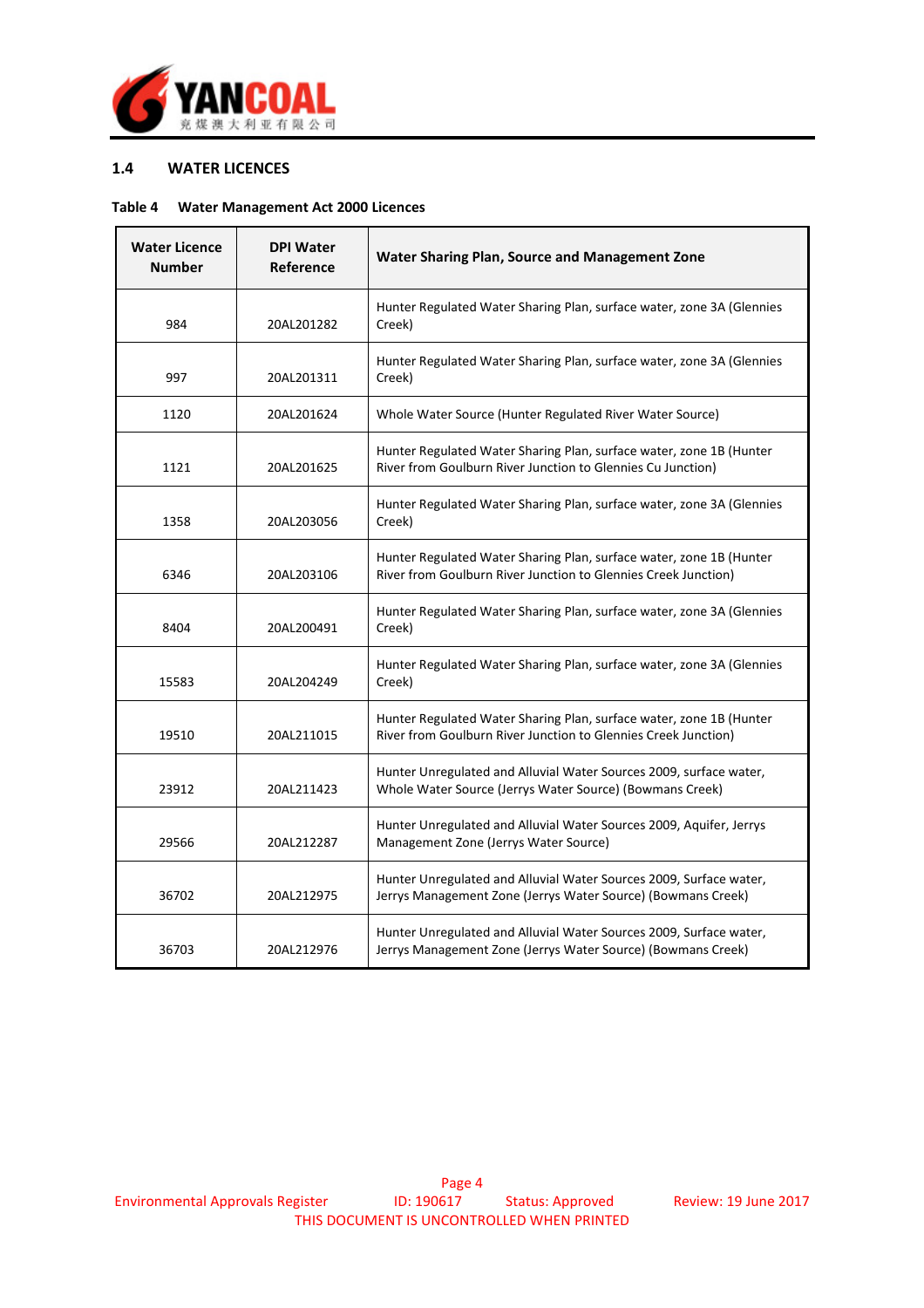## 1.4 WATER LICENCES

**Table 4 Water Management Act 2000 Licences**

| Water Licence Number | DPI Water Reference | Water Sharing Plan, Source and Management Zone |
|---|---|---|
| 984 | 20AL201282 | Hunter Regulated Water Sharing Plan, surface water, zone 3A (Glennies Creek) |
| 997 | 20AL201311 | Hunter Regulated Water Sharing Plan, surface water, zone 3A (Glennies Creek) |
| 1120 | 20AL201624 | Whole Water Source (Hunter Regulated River Water Source) |
| 1121 | 20AL201625 | Hunter Regulated Water Sharing Plan, surface water, zone 1B (Hunter River from Goulburn River Junction to Glennies Cu Junction) |
| 1358 | 20AL203056 | Hunter Regulated Water Sharing Plan, surface water, zone 3A (Glennies Creek) |
| 6346 | 20AL203106 | Hunter Regulated Water Sharing Plan, surface water, zone 1B (Hunter River from Goulburn River Junction to Glennies Creek Junction) |
| 8404 | 20AL200491 | Hunter Regulated Water Sharing Plan, surface water, zone 3A (Glennies Creek) |
| 15583 | 20AL204249 | Hunter Regulated Water Sharing Plan, surface water, zone 3A (Glennies Creek) |
| 19510 | 20AL211015 | Hunter Regulated Water Sharing Plan, surface water, zone 1B (Hunter River from Goulburn River Junction to Glennies Creek Junction) |
| 23912 | 20AL211423 | Hunter Unregulated and Alluvial Water Sources 2009, surface water, Whole Water Source (Jerrys Water Source) (Bowmans Creek) |
| 29566 | 20AL212287 | Hunter Unregulated and Alluvial Water Sources 2009, Aquifer, Jerrys Management Zone (Jerrys Water Source) |
| 36702 | 20AL212975 | Hunter Unregulated and Alluvial Water Sources 2009, Surface water, Jerrys Management Zone (Jerrys Water Source) (Bowmans Creek) |
| 36703 | 20AL212976 | Hunter Unregulated and Alluvial Water Sources 2009, Surface water, Jerrys Management Zone (Jerrys Water Source) (Bowmans Creek) |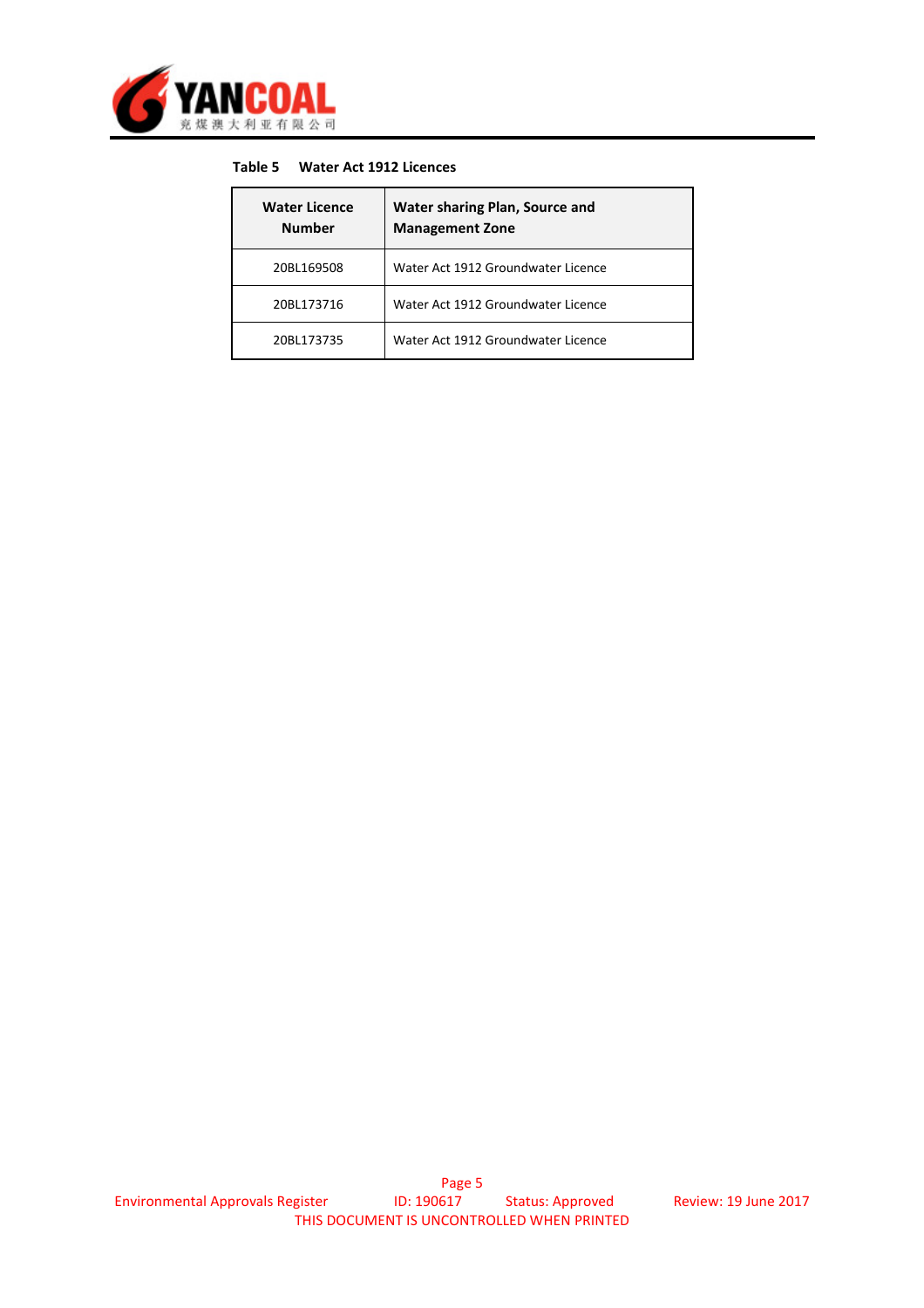**Table 5 Water Act 1912 Licences**

| Water Licence Number | Water sharing Plan, Source and Management Zone |
|---|---|
| 20BL169508 | Water Act 1912 Groundwater Licence |
| 20BL173716 | Water Act 1912 Groundwater Licence |
| 20BL173735 | Water Act 1912 Groundwater Licence |